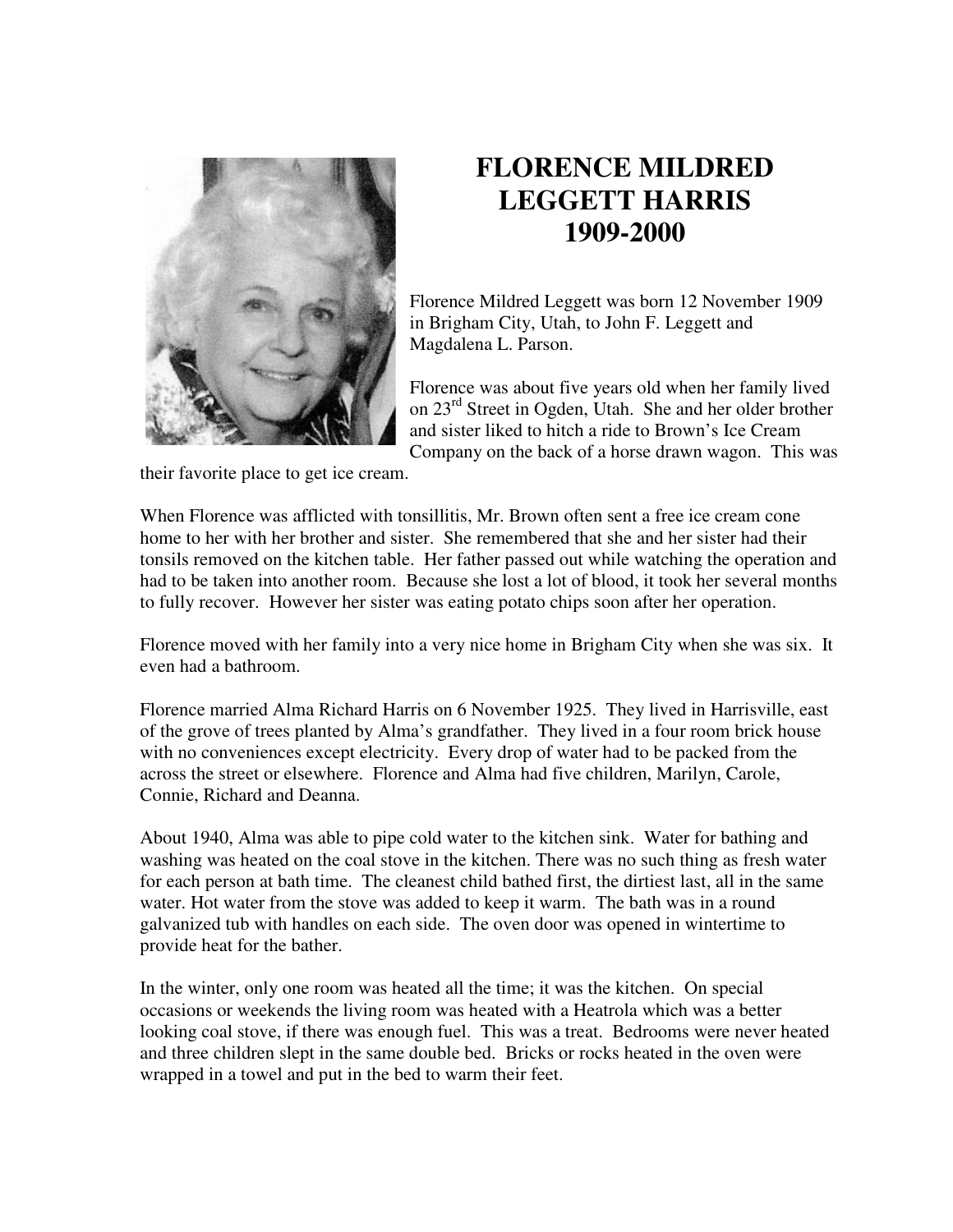# FLORENCE MILDRED LEGGETT HARRIS 1909-2000

Florence Mildred Leggett was born 12 November 1909 in Brigham City, Utah, to John F. Leggett and Magdalena L. Parson.

Florence was about five years old when her family lived on 23rd Street in Ogden, Utah. She and her older brother and sister liked to hitch a ride to Brown's Ice Cream Company on the back of a horse drawn wagon. This was their favorite place to get ice cream.

When Florence was afflicted with tonsillitis, Mr. Brown often sent a free ice cream cone home to her with her brother and sister. She remembered that she and her sister had their tonsils removed on the kitchen table. Her father passed out while watching the operation and had to be taken into another room. Because she lost a lot of blood, it took her several months to fully recover. However her sister was eating potato chips soon after her operation.

Florence moved with her family into a very nice home in Brigham City when she was six. It even had a bathroom.

Florence married Alma Richard Harris on 6 November 1925. They lived in Harrisville, east of the grove of trees planted by Alma's grandfather. They lived in a four room brick house with no conveniences except electricity. Every drop of water had to be packed from the across the street or elsewhere. Florence and Alma had five children, Marilyn, Carole, Connie, Richard and Deanna.

About 1940, Alma was able to pipe cold water to the kitchen sink. Water for bathing and washing was heated on the coal stove in the kitchen. There was no such thing as fresh water for each person at bath time. The cleanest child bathed first, the dirtiest last, all in the same water. Hot water from the stove was added to keep it warm. The bath was in a round galvanized tub with handles on each side. The oven door was opened in wintertime to provide heat for the bather.

In the winter, only one room was heated all the time; it was the kitchen. On special occasions or weekends the living room was heated with a Heatrola which was a better looking coal stove, if there was enough fuel. This was a treat. Bedrooms were never heated and three children slept in the same double bed. Bricks or rocks heated in the oven were wrapped in a towel and put in the bed to warm their feet.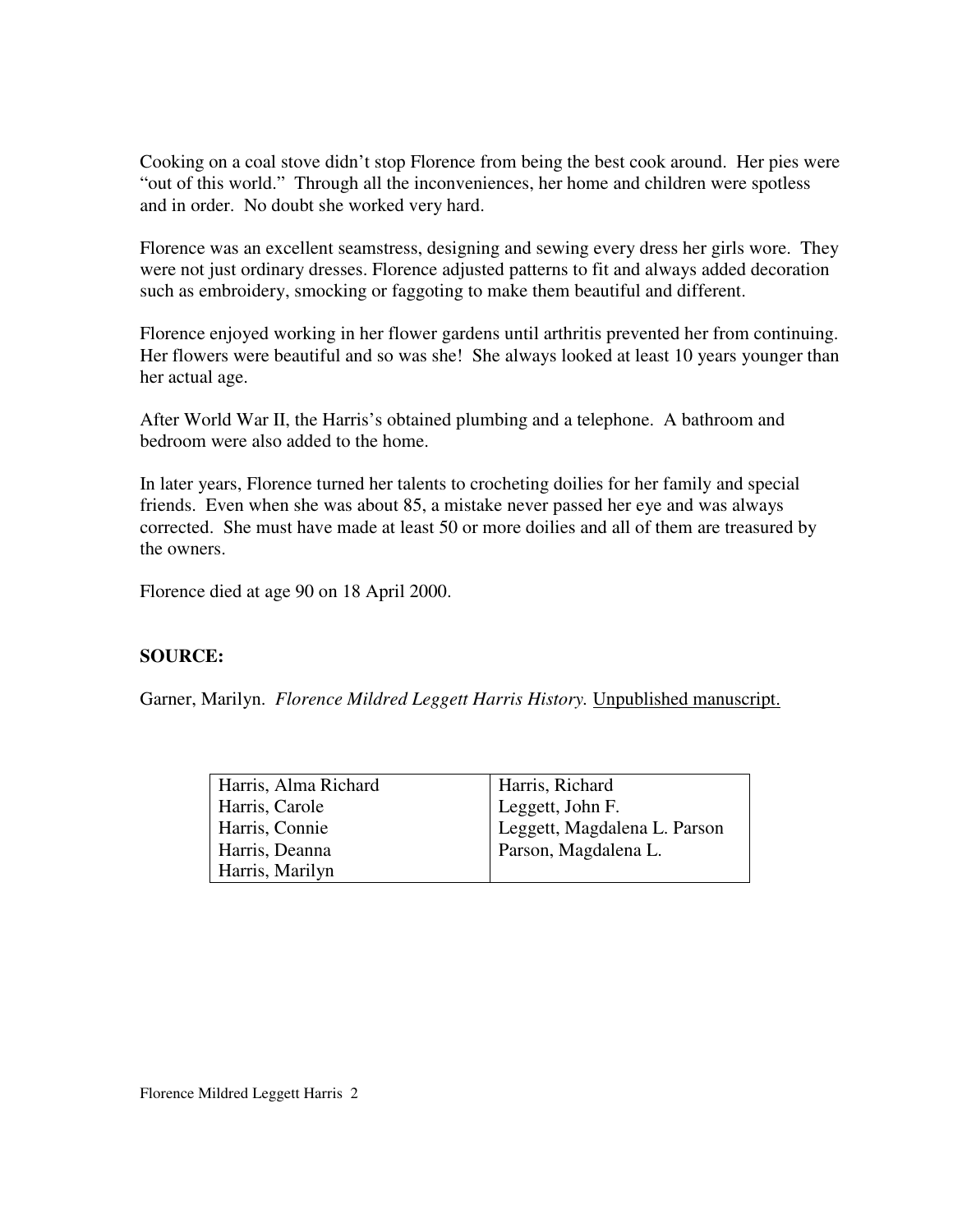Cooking on a coal stove didn't stop Florence from being the best cook around. Her pies were "out of this world." Through all the inconveniences, her home and children were spotless and in order. No doubt she worked very hard.

Florence was an excellent seamstress, designing and sewing every dress her girls wore. They were not just ordinary dresses. Florence adjusted patterns to fit and always added decoration such as embroidery, smocking or faggoting to make them beautiful and different.

Florence enjoyed working in her flower gardens until arthritis prevented her from continuing. Her flowers were beautiful and so was she! She always looked at least 10 years younger than her actual age.

After World War II, the Harris's obtained plumbing and a telephone. A bathroom and bedroom were also added to the home.

In later years, Florence turned her talents to crocheting doilies for her family and special friends. Even when she was about 85, a mistake never passed her eye and was always corrected. She must have made at least 50 or more doilies and all of them are treasured by the owners.

Florence died at age 90 on 18 April 2000.

**SOURCE:**

Garner, Marilyn. *Florence Mildred Leggett Harris History.* Unpublished manuscript.

| | |
|---|---|
| Harris, Alma Richard | Harris, Richard |
| Harris, Carole | Leggett, John F. |
| Harris, Connie | Leggett, Magdalena L. Parson |
| Harris, Deanna | Parson, Magdalena L. |
| Harris, Marilyn | |